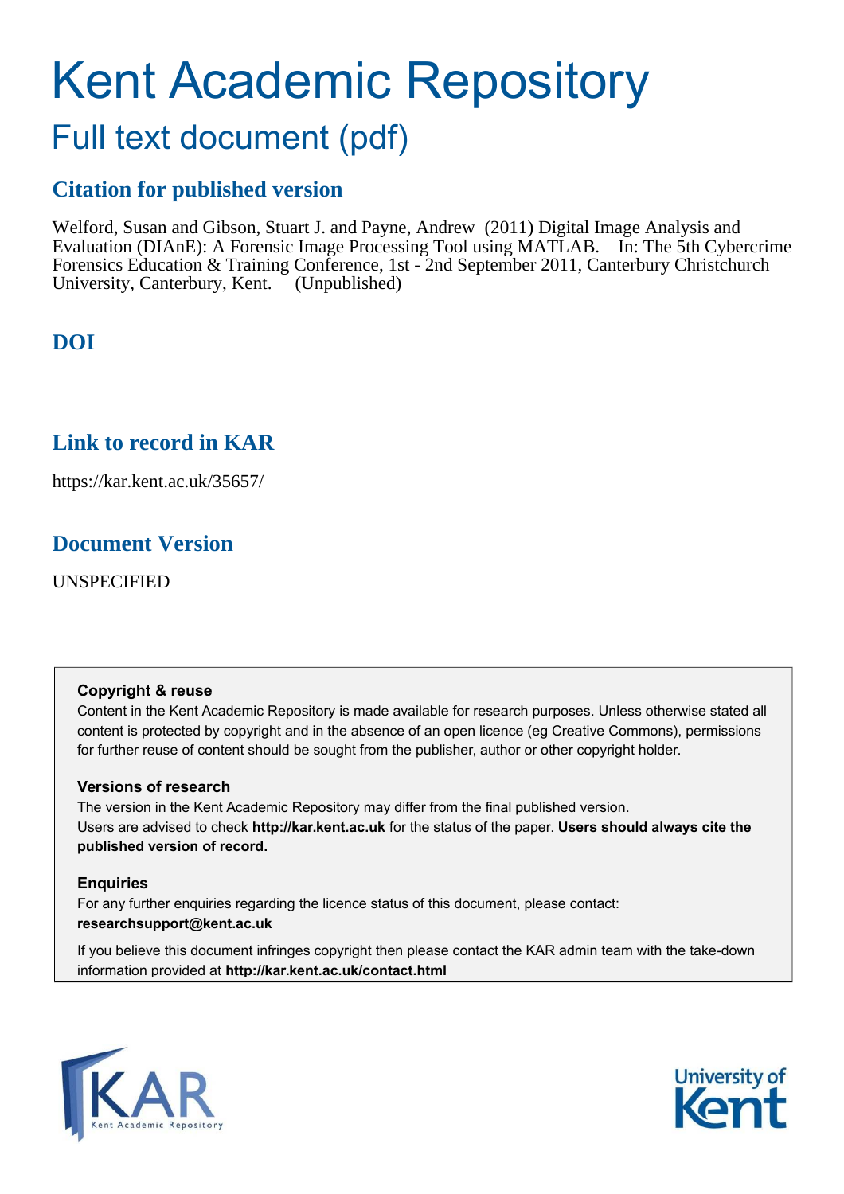# Kent Academic Repository

## Full text document (pdf)

## Citation for published version

Welford, Susan and Gibson, Stuart J. and Payne, Andrew (2011) Digital Image Analysis and Evaluation (DIAnE): A Forensic Image Processing Tool using MATLAB. In: The 5th Cybercrime Forensics Education & Training Conference, 1st - 2nd September 2011, Canterbury Christchurch University, Canterbury, Kent. (Unpublished)

## DOI

## Link to record in KAR

https://kar.kent.ac.uk/35657/

## Document Version

UNSPECIFIED

**Copyright & reuse**

Content in the Kent Academic Repository is made available for research purposes. Unless otherwise stated all content is protected by copyright and in the absence of an open licence (eg Creative Commons), permissions for further reuse of content should be sought from the publisher, author or other copyright holder.

**Versions of research**

The version in the Kent Academic Repository may differ from the final published version. Users are advised to check **http://kar.kent.ac.uk** for the status of the paper. **Users should always cite the published version of record.**

**Enquiries**

For any further enquiries regarding the licence status of this document, please contact: **researchsupport@kent.ac.uk**

If you believe this document infringes copyright then please contact the KAR admin team with the take-down information provided at **http://kar.kent.ac.uk/contact.html**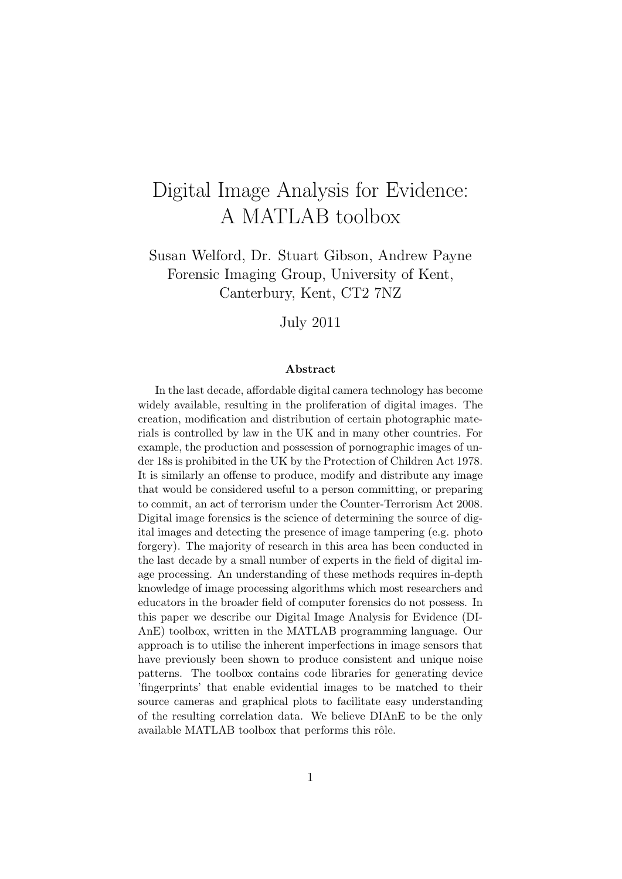# Digital Image Analysis for Evidence: A MATLAB toolbox

Susan Welford, Dr. Stuart Gibson, Andrew Payne
Forensic Imaging Group, University of Kent,
Canterbury, Kent, CT2 7NZ

July 2011

**Abstract**

In the last decade, affordable digital camera technology has become widely available, resulting in the proliferation of digital images. The creation, modification and distribution of certain photographic materials is controlled by law in the UK and in many other countries. For example, the production and possession of pornographic images of under 18s is prohibited in the UK by the Protection of Children Act 1978. It is similarly an offense to produce, modify and distribute any image that would be considered useful to a person committing, or preparing to commit, an act of terrorism under the Counter-Terrorism Act 2008. Digital image forensics is the science of determining the source of digital images and detecting the presence of image tampering (e.g. photo forgery). The majority of research in this area has been conducted in the last decade by a small number of experts in the field of digital image processing. An understanding of these methods requires in-depth knowledge of image processing algorithms which most researchers and educators in the broader field of computer forensics do not possess. In this paper we describe our Digital Image Analysis for Evidence (DIAnE) toolbox, written in the MATLAB programming language. Our approach is to utilise the inherent imperfections in image sensors that have previously been shown to produce consistent and unique noise patterns. The toolbox contains code libraries for generating device 'fingerprints' that enable evidential images to be matched to their source cameras and graphical plots to facilitate easy understanding of the resulting correlation data. We believe DIAnE to be the only available MATLAB toolbox that performs this rôle.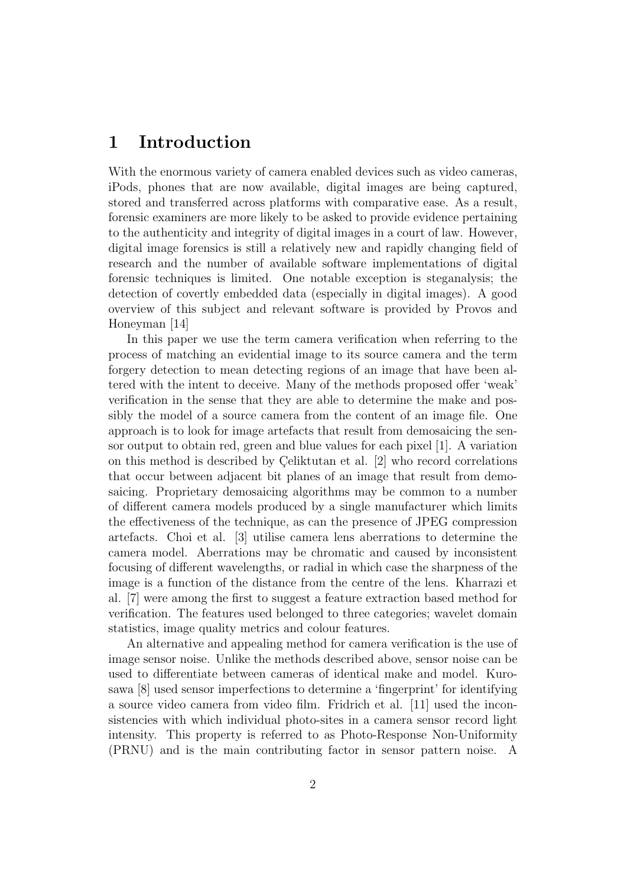# 1 Introduction

With the enormous variety of camera enabled devices such as video cameras, iPods, phones that are now available, digital images are being captured, stored and transferred across platforms with comparative ease. As a result, forensic examiners are more likely to be asked to provide evidence pertaining to the authenticity and integrity of digital images in a court of law. However, digital image forensics is still a relatively new and rapidly changing field of research and the number of available software implementations of digital forensic techniques is limited. One notable exception is steganalysis; the detection of covertly embedded data (especially in digital images). A good overview of this subject and relevant software is provided by Provos and Honeyman [14]

In this paper we use the term camera verification when referring to the process of matching an evidential image to its source camera and the term forgery detection to mean detecting regions of an image that have been altered with the intent to deceive. Many of the methods proposed offer 'weak' verification in the sense that they are able to determine the make and possibly the model of a source camera from the content of an image file. One approach is to look for image artefacts that result from demosaicing the sensor output to obtain red, green and blue values for each pixel [1]. A variation on this method is described by Çeliktutan et al. [2] who record correlations that occur between adjacent bit planes of an image that result from demosaicing. Proprietary demosaicing algorithms may be common to a number of different camera models produced by a single manufacturer which limits the effectiveness of the technique, as can the presence of JPEG compression artefacts. Choi et al. [3] utilise camera lens aberrations to determine the camera model. Aberrations may be chromatic and caused by inconsistent focusing of different wavelengths, or radial in which case the sharpness of the image is a function of the distance from the centre of the lens. Kharrazi et al. [7] were among the first to suggest a feature extraction based method for verification. The features used belonged to three categories; wavelet domain statistics, image quality metrics and colour features.

An alternative and appealing method for camera verification is the use of image sensor noise. Unlike the methods described above, sensor noise can be used to differentiate between cameras of identical make and model. Kurosawa [8] used sensor imperfections to determine a 'fingerprint' for identifying a source video camera from video film. Fridrich et al. [11] used the inconsistencies with which individual photo-sites in a camera sensor record light intensity. This property is referred to as Photo-Response Non-Uniformity (PRNU) and is the main contributing factor in sensor pattern noise. A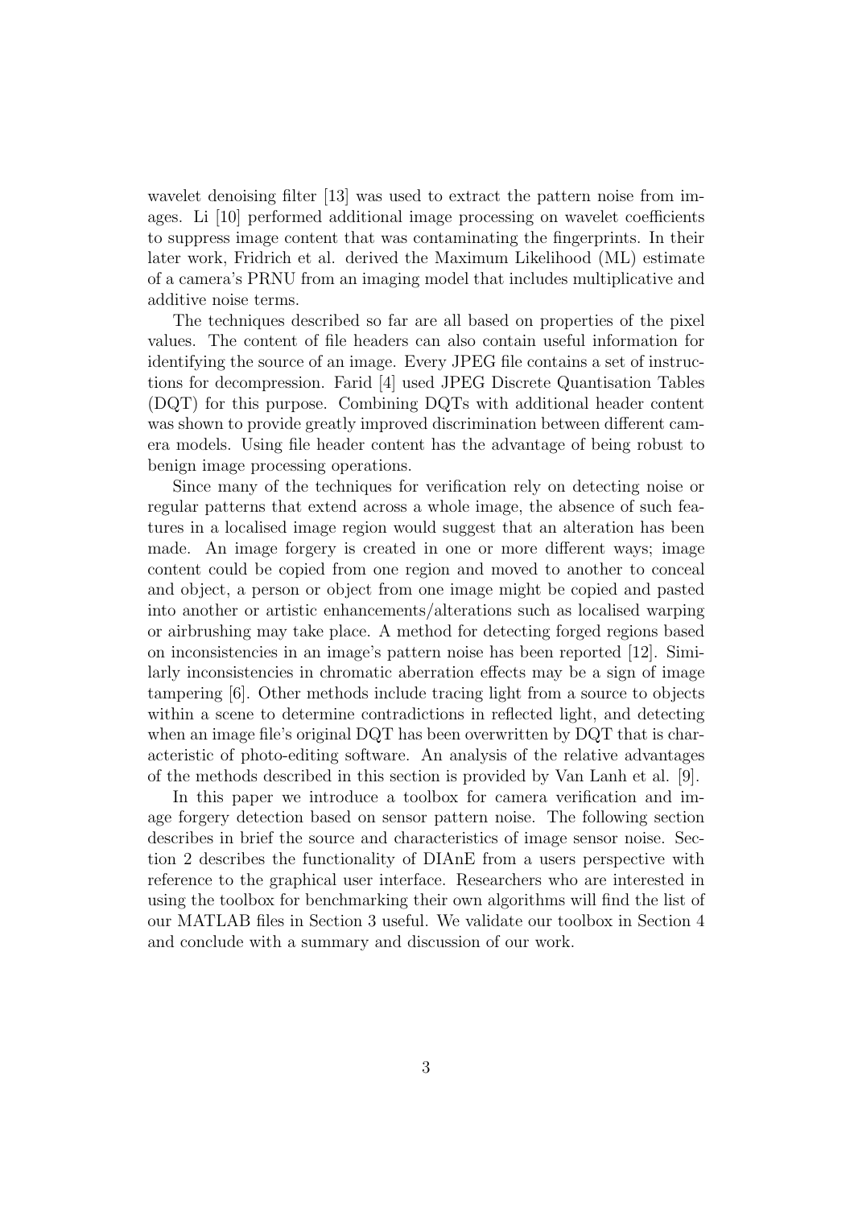wavelet denoising filter [13] was used to extract the pattern noise from images. Li [10] performed additional image processing on wavelet coefficients to suppress image content that was contaminating the fingerprints. In their later work, Fridrich et al. derived the Maximum Likelihood (ML) estimate of a camera's PRNU from an imaging model that includes multiplicative and additive noise terms.

The techniques described so far are all based on properties of the pixel values. The content of file headers can also contain useful information for identifying the source of an image. Every JPEG file contains a set of instructions for decompression. Farid [4] used JPEG Discrete Quantisation Tables (DQT) for this purpose. Combining DQTs with additional header content was shown to provide greatly improved discrimination between different camera models. Using file header content has the advantage of being robust to benign image processing operations.

Since many of the techniques for verification rely on detecting noise or regular patterns that extend across a whole image, the absence of such features in a localised image region would suggest that an alteration has been made. An image forgery is created in one or more different ways; image content could be copied from one region and moved to another to conceal and object, a person or object from one image might be copied and pasted into another or artistic enhancements/alterations such as localised warping or airbrushing may take place. A method for detecting forged regions based on inconsistencies in an image's pattern noise has been reported [12]. Similarly inconsistencies in chromatic aberration effects may be a sign of image tampering [6]. Other methods include tracing light from a source to objects within a scene to determine contradictions in reflected light, and detecting when an image file's original DQT has been overwritten by DQT that is characteristic of photo-editing software. An analysis of the relative advantages of the methods described in this section is provided by Van Lanh et al. [9].

In this paper we introduce a toolbox for camera verification and image forgery detection based on sensor pattern noise. The following section describes in brief the source and characteristics of image sensor noise. Section 2 describes the functionality of DIAnE from a users perspective with reference to the graphical user interface. Researchers who are interested in using the toolbox for benchmarking their own algorithms will find the list of our MATLAB files in Section 3 useful. We validate our toolbox in Section 4 and conclude with a summary and discussion of our work.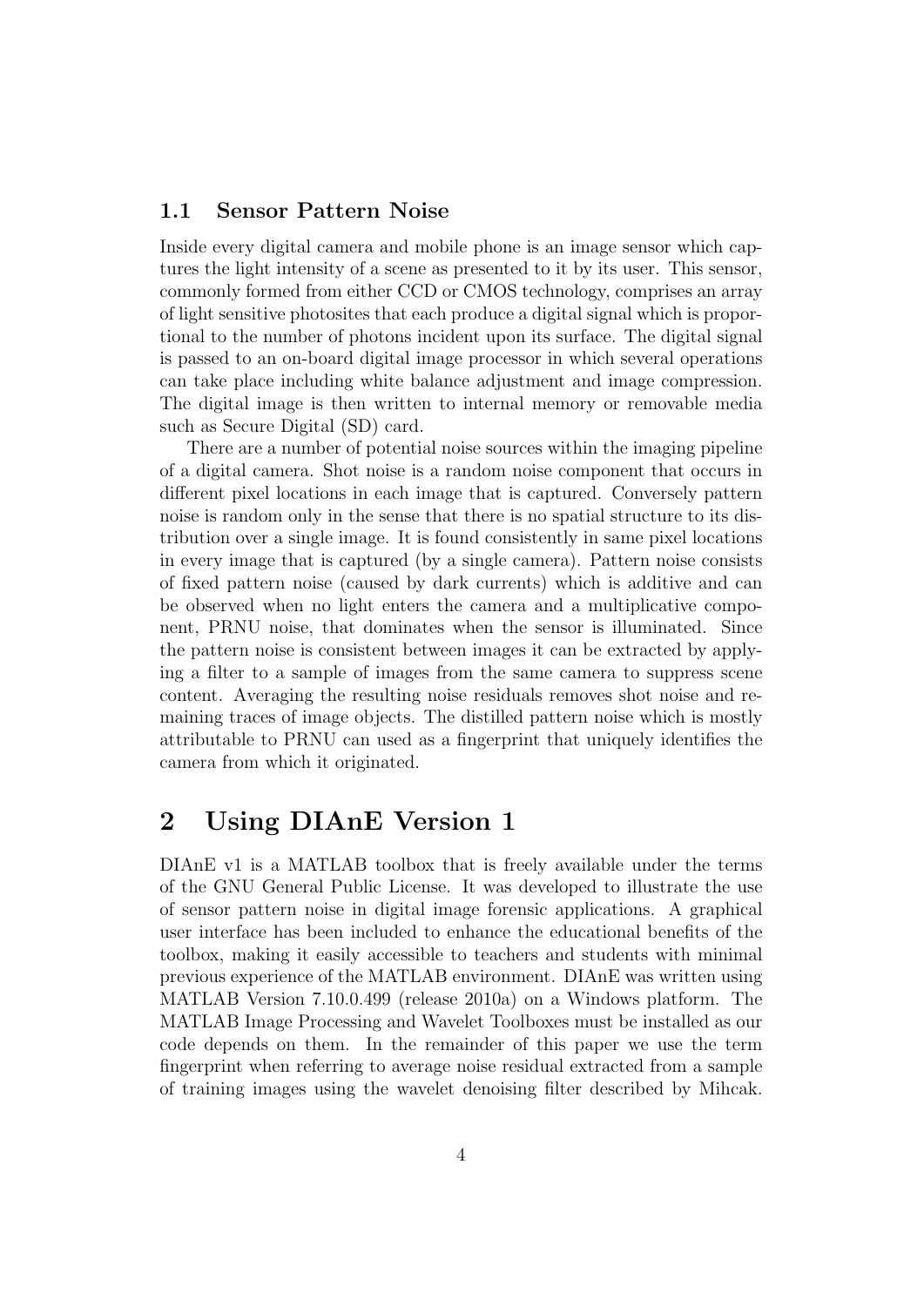### 1.1 Sensor Pattern Noise

Inside every digital camera and mobile phone is an image sensor which captures the light intensity of a scene as presented to it by its user. This sensor, commonly formed from either CCD or CMOS technology, comprises an array of light sensitive photosites that each produce a digital signal which is proportional to the number of photons incident upon its surface. The digital signal is passed to an on-board digital image processor in which several operations can take place including white balance adjustment and image compression. The digital image is then written to internal memory or removable media such as Secure Digital (SD) card.

There are a number of potential noise sources within the imaging pipeline of a digital camera. Shot noise is a random noise component that occurs in different pixel locations in each image that is captured. Conversely pattern noise is random only in the sense that there is no spatial structure to its distribution over a single image. It is found consistently in same pixel locations in every image that is captured (by a single camera). Pattern noise consists of fixed pattern noise (caused by dark currents) which is additive and can be observed when no light enters the camera and a multiplicative component, PRNU noise, that dominates when the sensor is illuminated. Since the pattern noise is consistent between images it can be extracted by applying a filter to a sample of images from the same camera to suppress scene content. Averaging the resulting noise residuals removes shot noise and remaining traces of image objects. The distilled pattern noise which is mostly attributable to PRNU can used as a fingerprint that uniquely identifies the camera from which it originated.

## 2 Using DIAnE Version 1

DIAnE v1 is a MATLAB toolbox that is freely available under the terms of the GNU General Public License. It was developed to illustrate the use of sensor pattern noise in digital image forensic applications. A graphical user interface has been included to enhance the educational benefits of the toolbox, making it easily accessible to teachers and students with minimal previous experience of the MATLAB environment. DIAnE was written using MATLAB Version 7.10.0.499 (release 2010a) on a Windows platform. The MATLAB Image Processing and Wavelet Toolboxes must be installed as our code depends on them. In the remainder of this paper we use the term fingerprint when referring to average noise residual extracted from a sample of training images using the wavelet denoising filter described by Mihcak.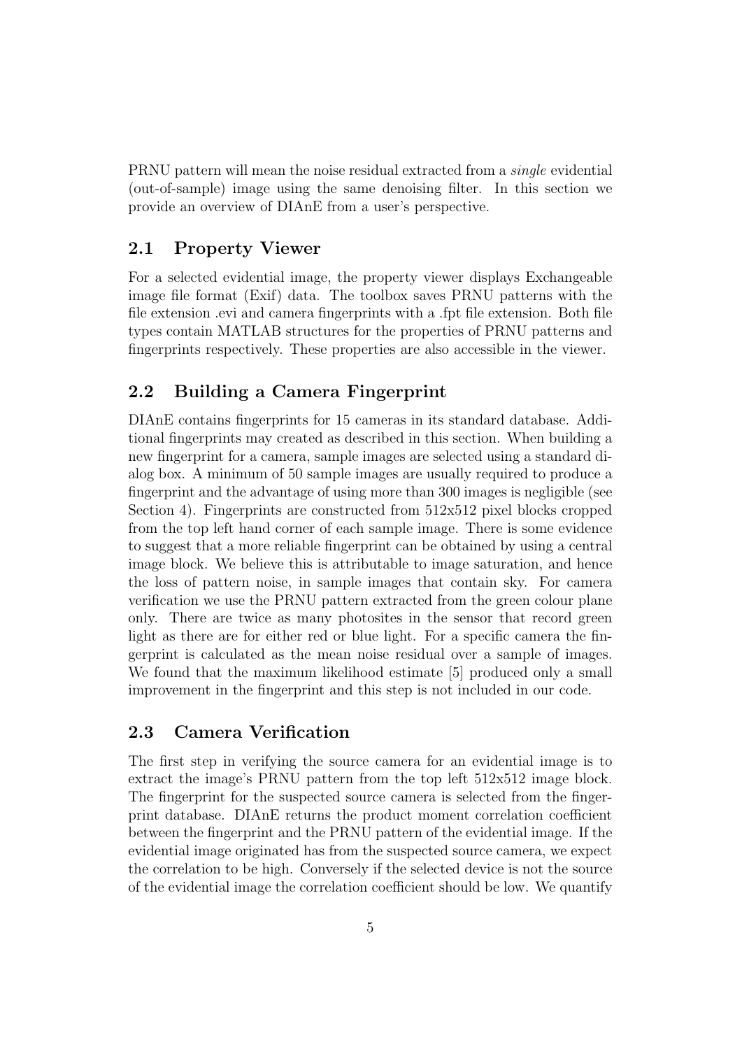PRNU pattern will mean the noise residual extracted from a *single* evidential (out-of-sample) image using the same denoising filter. In this section we provide an overview of DIAnE from a user's perspective.

## 2.1 Property Viewer

For a selected evidential image, the property viewer displays Exchangeable image file format (Exif) data. The toolbox saves PRNU patterns with the file extension .evi and camera fingerprints with a .fpt file extension. Both file types contain MATLAB structures for the properties of PRNU patterns and fingerprints respectively. These properties are also accessible in the viewer.

## 2.2 Building a Camera Fingerprint

DIAnE contains fingerprints for 15 cameras in its standard database. Additional fingerprints may created as described in this section. When building a new fingerprint for a camera, sample images are selected using a standard dialog box. A minimum of 50 sample images are usually required to produce a fingerprint and the advantage of using more than 300 images is negligible (see Section 4). Fingerprints are constructed from 512x512 pixel blocks cropped from the top left hand corner of each sample image. There is some evidence to suggest that a more reliable fingerprint can be obtained by using a central image block. We believe this is attributable to image saturation, and hence the loss of pattern noise, in sample images that contain sky. For camera verification we use the PRNU pattern extracted from the green colour plane only. There are twice as many photosites in the sensor that record green light as there are for either red or blue light. For a specific camera the fingerprint is calculated as the mean noise residual over a sample of images. We found that the maximum likelihood estimate [5] produced only a small improvement in the fingerprint and this step is not included in our code.

## 2.3 Camera Verification

The first step in verifying the source camera for an evidential image is to extract the image's PRNU pattern from the top left 512x512 image block. The fingerprint for the suspected source camera is selected from the fingerprint database. DIAnE returns the product moment correlation coefficient between the fingerprint and the PRNU pattern of the evidential image. If the evidential image originated has from the suspected source camera, we expect the correlation to be high. Conversely if the selected device is not the source of the evidential image the correlation coefficient should be low. We quantify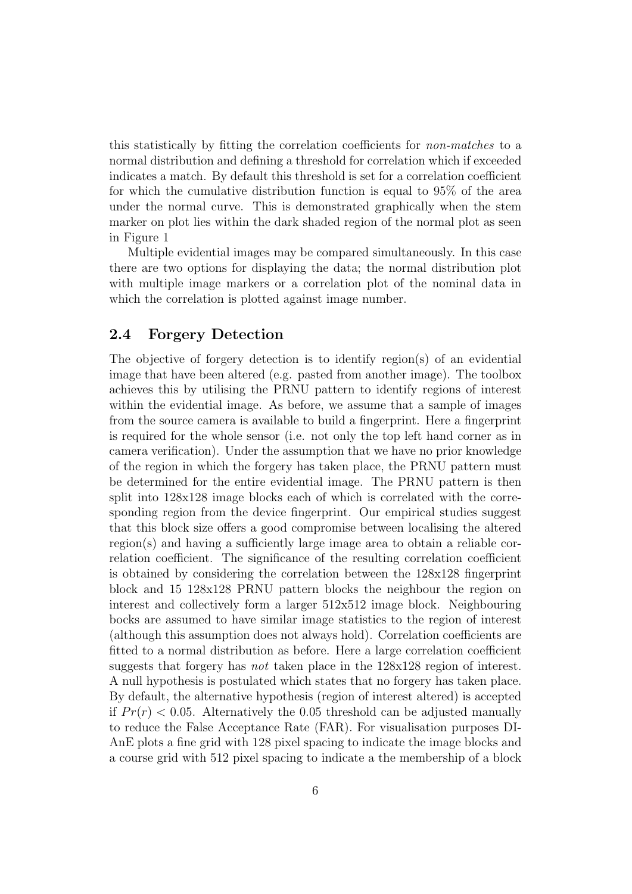this statistically by fitting the correlation coefficients for *non-matches* to a normal distribution and defining a threshold for correlation which if exceeded indicates a match. By default this threshold is set for a correlation coefficient for which the cumulative distribution function is equal to 95% of the area under the normal curve. This is demonstrated graphically when the stem marker on plot lies within the dark shaded region of the normal plot as seen in Figure 1

Multiple evidential images may be compared simultaneously. In this case there are two options for displaying the data; the normal distribution plot with multiple image markers or a correlation plot of the nominal data in which the correlation is plotted against image number.

## 2.4 Forgery Detection

The objective of forgery detection is to identify region(s) of an evidential image that have been altered (e.g. pasted from another image). The toolbox achieves this by utilising the PRNU pattern to identify regions of interest within the evidential image. As before, we assume that a sample of images from the source camera is available to build a fingerprint. Here a fingerprint is required for the whole sensor (i.e. not only the top left hand corner as in camera verification). Under the assumption that we have no prior knowledge of the region in which the forgery has taken place, the PRNU pattern must be determined for the entire evidential image. The PRNU pattern is then split into 128x128 image blocks each of which is correlated with the corresponding region from the device fingerprint. Our empirical studies suggest that this block size offers a good compromise between localising the altered region(s) and having a sufficiently large image area to obtain a reliable correlation coefficient. The significance of the resulting correlation coefficient is obtained by considering the correlation between the 128x128 fingerprint block and 15 128x128 PRNU pattern blocks the neighbour the region on interest and collectively form a larger 512x512 image block. Neighbouring bocks are assumed to have similar image statistics to the region of interest (although this assumption does not always hold). Correlation coefficients are fitted to a normal distribution as before. Here a large correlation coefficient suggests that forgery has *not* taken place in the 128x128 region of interest. A null hypothesis is postulated which states that no forgery has taken place. By default, the alternative hypothesis (region of interest altered) is accepted if $Pr(r) < 0.05$. Alternatively the 0.05 threshold can be adjusted manually to reduce the False Acceptance Rate (FAR). For visualisation purposes DI-AnE plots a fine grid with 128 pixel spacing to indicate the image blocks and a course grid with 512 pixel spacing to indicate a the membership of a block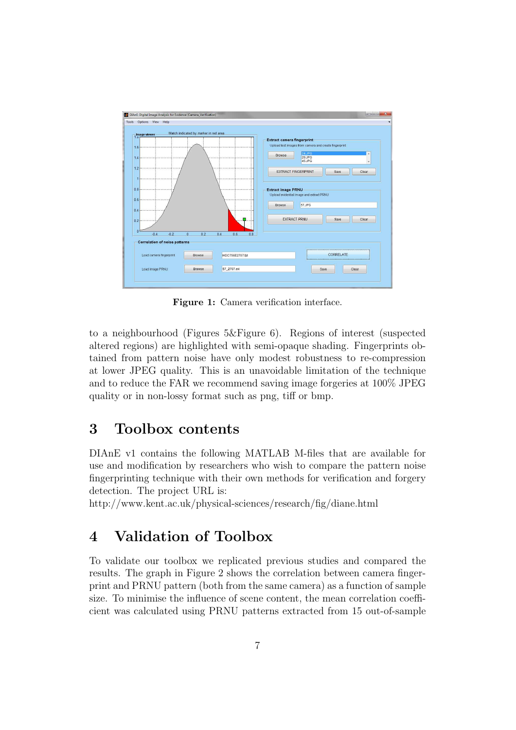**Figure 1:** Camera verification interface.

to a neighbourhood (Figures 5&Figure 6). Regions of interest (suspected altered regions) are highlighted with semi-opaque shading. Fingerprints obtained from pattern noise have only modest robustness to re-compression at lower JPEG quality. This is an unavoidable limitation of the technique and to reduce the FAR we recommend saving image forgeries at 100% JPEG quality or in non-lossy format such as png, tiff or bmp.

# 3 Toolbox contents

DIAnE v1 contains the following MATLAB M-files that are available for use and modification by researchers who wish to compare the pattern noise fingerprinting technique with their own methods for verification and forgery detection. The project URL is:
http://www.kent.ac.uk/physical-sciences/research/fig/diane.html

# 4 Validation of Toolbox

To validate our toolbox we replicated previous studies and compared the results. The graph in Figure 2 shows the correlation between camera fingerprint and PRNU pattern (both from the same camera) as a function of sample size. To minimise the influence of scene content, the mean correlation coefficient was calculated using PRNU patterns extracted from 15 out-of-sample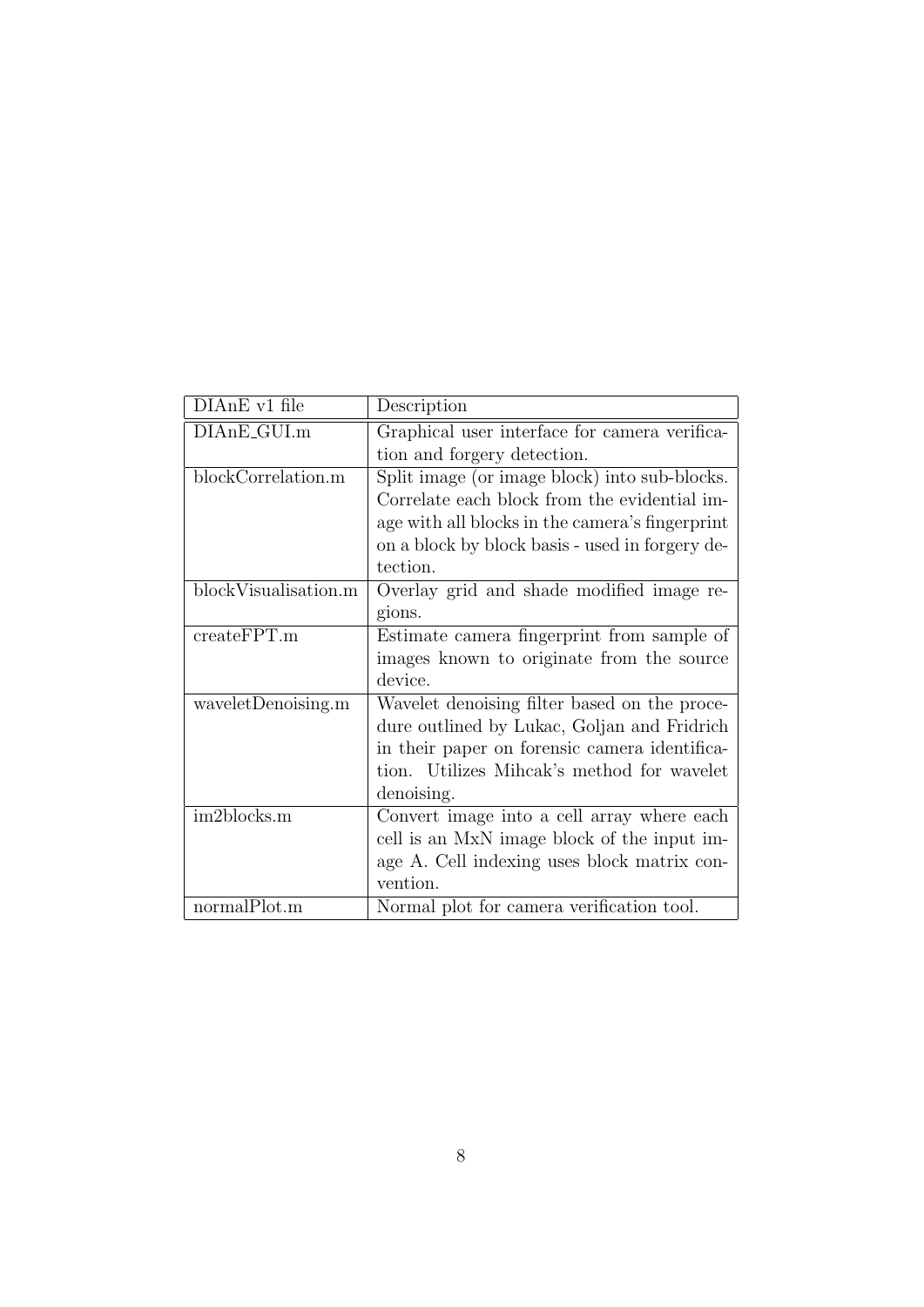| DIAnE v1 file | Description |
|---|---|
| DIAnE_GUI.m | Graphical user interface for camera verification and forgery detection. |
| blockCorrelation.m | Split image (or image block) into sub-blocks. Correlate each block from the evidential image with all blocks in the camera's fingerprint on a block by block basis - used in forgery detection. |
| blockVisualisation.m | Overlay grid and shade modified image regions. |
| createFPT.m | Estimate camera fingerprint from sample of images known to originate from the source device. |
| waveletDenoising.m | Wavelet denoising filter based on the procedure outlined by Lukac, Goljan and Fridrich in their paper on forensic camera identification. Utilizes Mihcak's method for wavelet denoising. |
| im2blocks.m | Convert image into a cell array where each cell is an MxN image block of the input image A. Cell indexing uses block matrix convention. |
| normalPlot.m | Normal plot for camera verification tool. |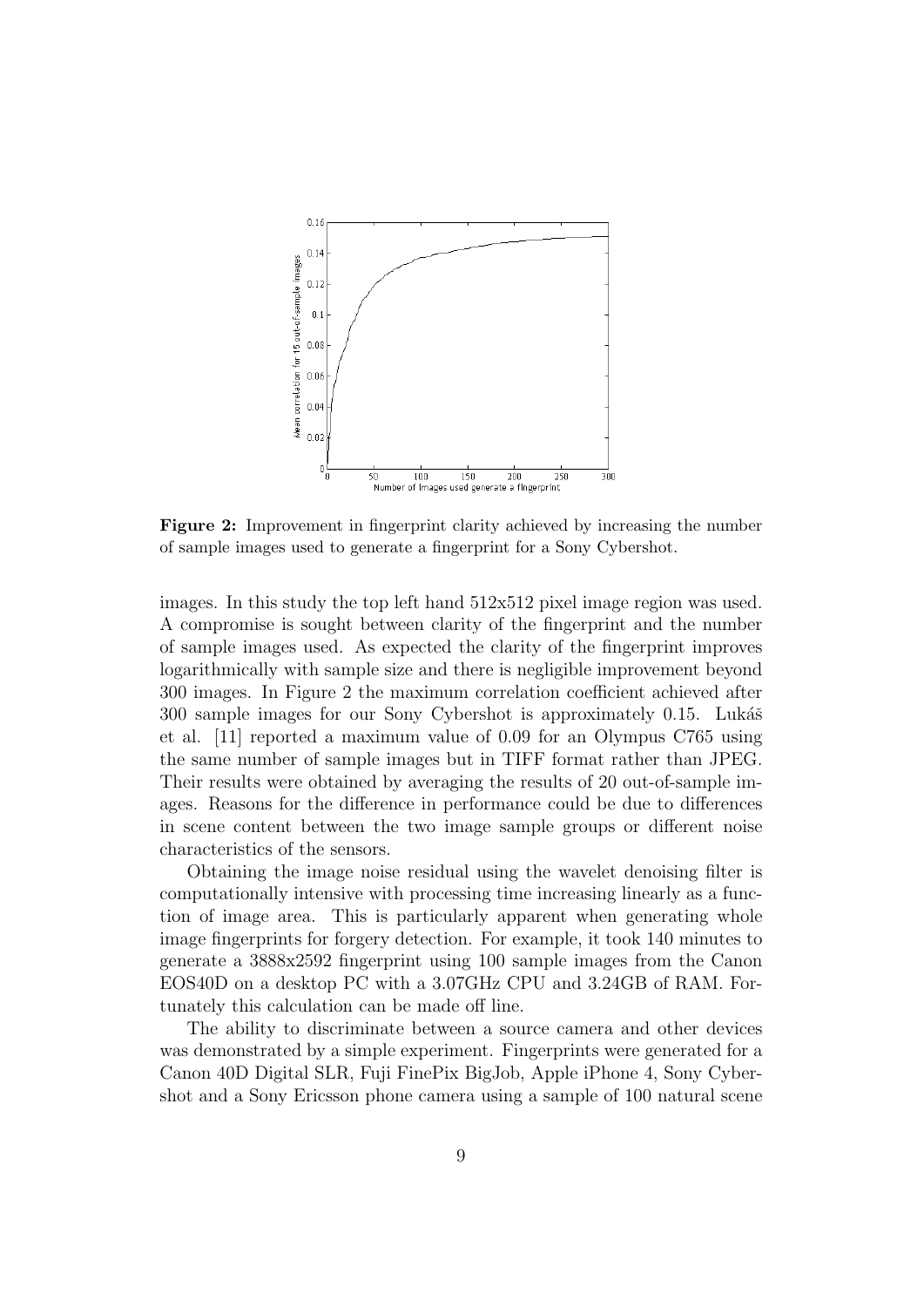**Figure 2:** Improvement in fingerprint clarity achieved by increasing the number of sample images used to generate a fingerprint for a Sony Cybershot.

images. In this study the top left hand 512x512 pixel image region was used. A compromise is sought between clarity of the fingerprint and the number of sample images used. As expected the clarity of the fingerprint improves logarithmically with sample size and there is negligible improvement beyond 300 images. In Figure 2 the maximum correlation coefficient achieved after 300 sample images for our Sony Cybershot is approximately 0.15. Lukáš et al. [11] reported a maximum value of 0.09 for an Olympus C765 using the same number of sample images but in TIFF format rather than JPEG. Their results were obtained by averaging the results of 20 out-of-sample images. Reasons for the difference in performance could be due to differences in scene content between the two image sample groups or different noise characteristics of the sensors.

Obtaining the image noise residual using the wavelet denoising filter is computationally intensive with processing time increasing linearly as a function of image area. This is particularly apparent when generating whole image fingerprints for forgery detection. For example, it took 140 minutes to generate a 3888x2592 fingerprint using 100 sample images from the Canon EOS40D on a desktop PC with a 3.07GHz CPU and 3.24GB of RAM. Fortunately this calculation can be made off line.

The ability to discriminate between a source camera and other devices was demonstrated by a simple experiment. Fingerprints were generated for a Canon 40D Digital SLR, Fuji FinePix BigJob, Apple iPhone 4, Sony Cybershot and a Sony Ericsson phone camera using a sample of 100 natural scene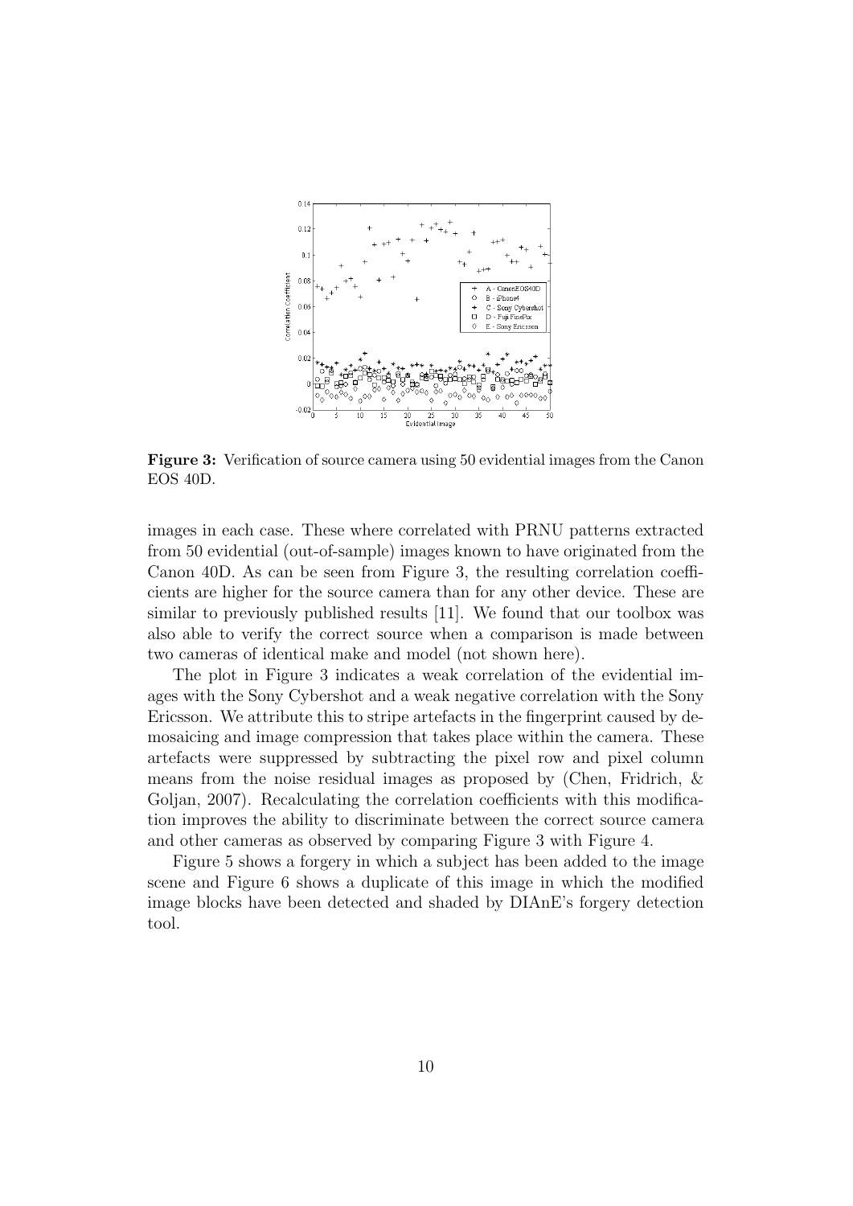**Figure 3:** Verification of source camera using 50 evidential images from the Canon EOS 40D.

images in each case. These where correlated with PRNU patterns extracted from 50 evidential (out-of-sample) images known to have originated from the Canon 40D. As can be seen from Figure 3, the resulting correlation coefficients are higher for the source camera than for any other device. These are similar to previously published results [11]. We found that our toolbox was also able to verify the correct source when a comparison is made between two cameras of identical make and model (not shown here).

The plot in Figure 3 indicates a weak correlation of the evidential images with the Sony Cybershot and a weak negative correlation with the Sony Ericsson. We attribute this to stripe artefacts in the fingerprint caused by demosaicing and image compression that takes place within the camera. These artefacts were suppressed by subtracting the pixel row and pixel column means from the noise residual images as proposed by (Chen, Fridrich, & Goljan, 2007). Recalculating the correlation coefficients with this modification improves the ability to discriminate between the correct source camera and other cameras as observed by comparing Figure 3 with Figure 4.

Figure 5 shows a forgery in which a subject has been added to the image scene and Figure 6 shows a duplicate of this image in which the modified image blocks have been detected and shaded by DIAnE's forgery detection tool.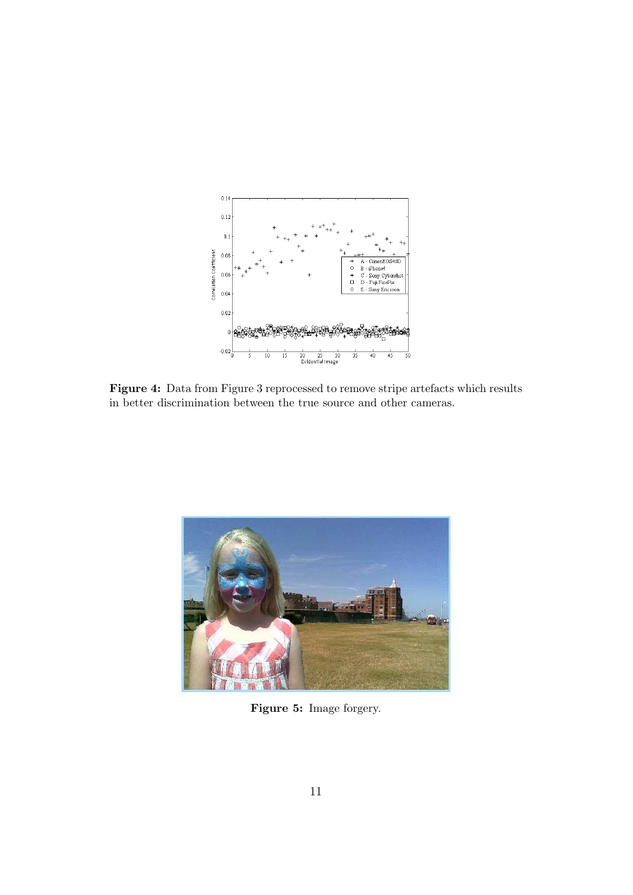**Figure 4:** Data from Figure 3 reprocessed to remove stripe artefacts which results in better discrimination between the true source and other cameras.

**Figure 5:** Image forgery.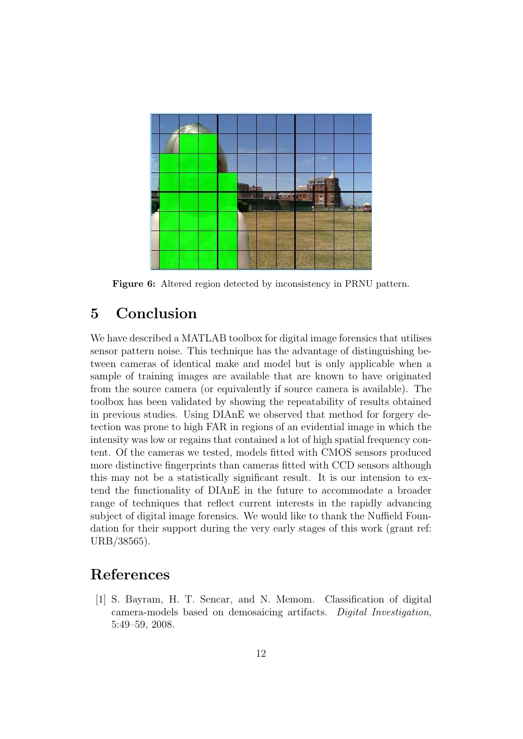**Figure 6:** Altered region detected by inconsistency in PRNU pattern.

## 5 Conclusion

We have described a MATLAB toolbox for digital image forensics that utilises sensor pattern noise. This technique has the advantage of distinguishing between cameras of identical make and model but is only applicable when a sample of training images are available that are known to have originated from the source camera (or equivalently if source camera is available). The toolbox has been validated by showing the repeatability of results obtained in previous studies. Using DIAnE we observed that method for forgery detection was prone to high FAR in regions of an evidential image in which the intensity was low or regains that contained a lot of high spatial frequency content. Of the cameras we tested, models fitted with CMOS sensors produced more distinctive fingerprints than cameras fitted with CCD sensors although this may not be a statistically significant result. It is our intension to extend the functionality of DIAnE in the future to accommodate a broader range of techniques that reflect current interests in the rapidly advancing subject of digital image forensics. We would like to thank the Nuffield Foundation for their support during the very early stages of this work (grant ref: URB/38565).

## References

[1] S. Bayram, H. T. Sencar, and N. Memom. Classification of digital camera-models based on demosaicing artifacts. *Digital Investigation*, 5:49–59, 2008.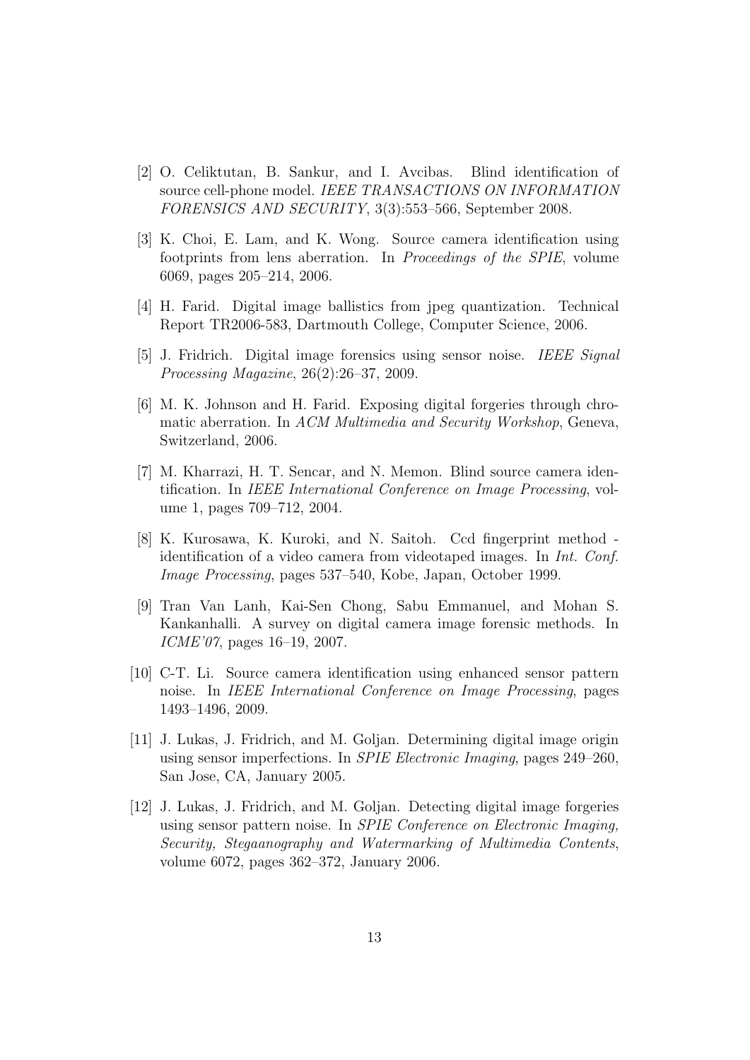[2] O. Celiktutan, B. Sankur, and I. Avcibas. Blind identification of source cell-phone model. *IEEE TRANSACTIONS ON INFORMATION FORENSICS AND SECURITY*, 3(3):553–566, September 2008.

[3] K. Choi, E. Lam, and K. Wong. Source camera identification using footprints from lens aberration. In *Proceedings of the SPIE*, volume 6069, pages 205–214, 2006.

[4] H. Farid. Digital image ballistics from jpeg quantization. Technical Report TR2006-583, Dartmouth College, Computer Science, 2006.

[5] J. Fridrich. Digital image forensics using sensor noise. *IEEE Signal Processing Magazine*, 26(2):26–37, 2009.

[6] M. K. Johnson and H. Farid. Exposing digital forgeries through chromatic aberration. In *ACM Multimedia and Security Workshop*, Geneva, Switzerland, 2006.

[7] M. Kharrazi, H. T. Sencar, and N. Memon. Blind source camera identification. In *IEEE International Conference on Image Processing*, volume 1, pages 709–712, 2004.

[8] K. Kurosawa, K. Kuroki, and N. Saitoh. Ccd fingerprint method - identification of a video camera from videotaped images. In *Int. Conf. Image Processing*, pages 537–540, Kobe, Japan, October 1999.

[9] Tran Van Lanh, Kai-Sen Chong, Sabu Emmanuel, and Mohan S. Kankanhalli. A survey on digital camera image forensic methods. In *ICME'07*, pages 16–19, 2007.

[10] C-T. Li. Source camera identification using enhanced sensor pattern noise. In *IEEE International Conference on Image Processing*, pages 1493–1496, 2009.

[11] J. Lukas, J. Fridrich, and M. Goljan. Determining digital image origin using sensor imperfections. In *SPIE Electronic Imaging*, pages 249–260, San Jose, CA, January 2005.

[12] J. Lukas, J. Fridrich, and M. Goljan. Detecting digital image forgeries using sensor pattern noise. In *SPIE Conference on Electronic Imaging, Security, Stegaanography and Watermarking of Multimedia Contents*, volume 6072, pages 362–372, January 2006.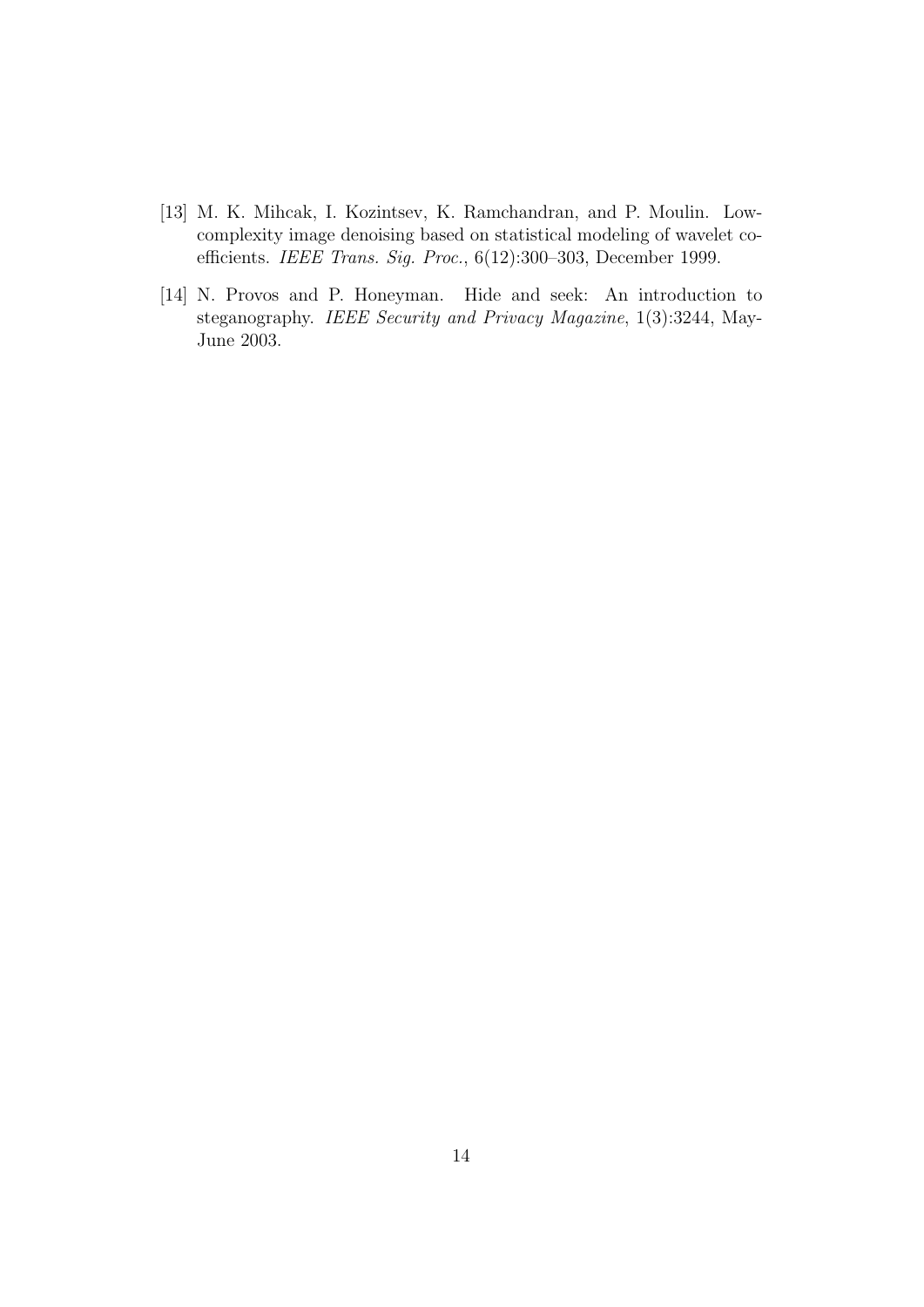[13] M. K. Mihcak, I. Kozintsev, K. Ramchandran, and P. Moulin. Low-complexity image denoising based on statistical modeling of wavelet coefficients. *IEEE Trans. Sig. Proc.*, 6(12):300–303, December 1999.

[14] N. Provos and P. Honeyman. Hide and seek: An introduction to steganography. *IEEE Security and Privacy Magazine*, 1(3):3244, May-June 2003.